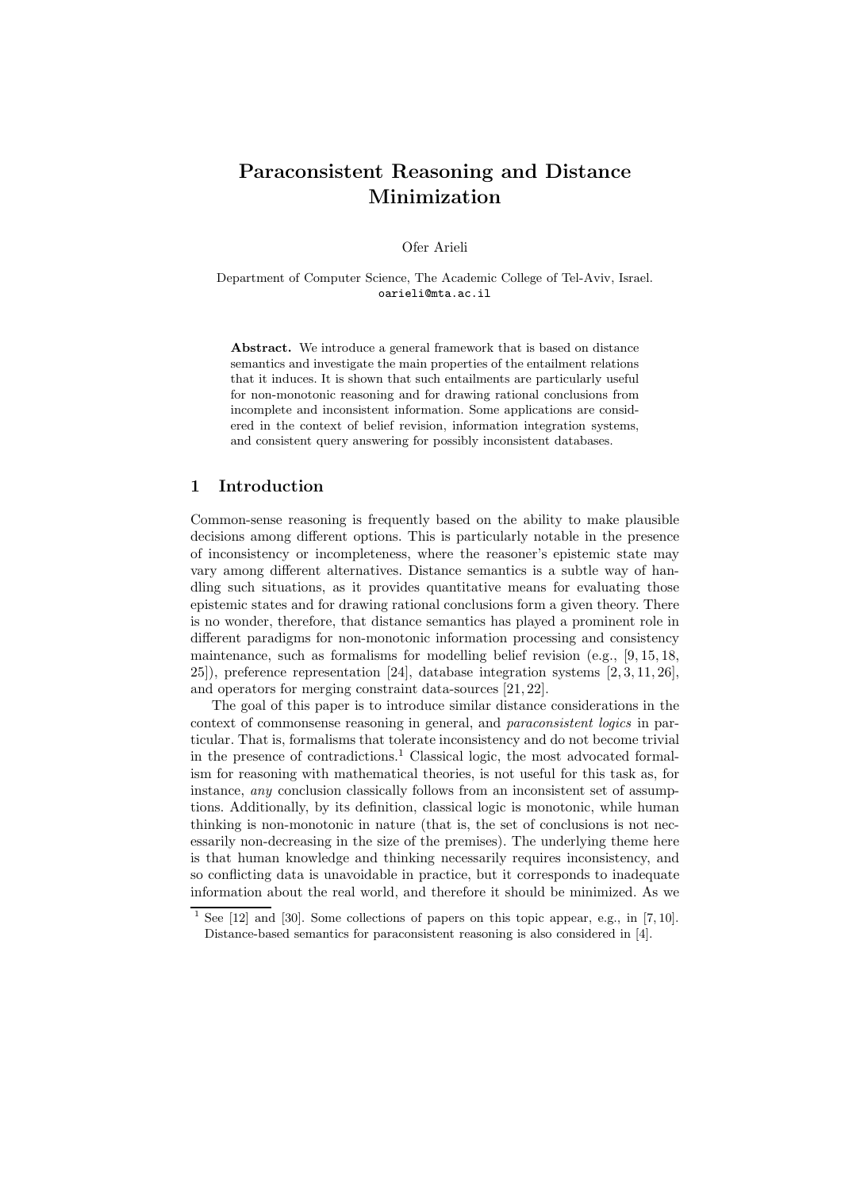# Paraconsistent Reasoning and Distance Minimization

Ofer Arieli

Department of Computer Science, The Academic College of Tel-Aviv, Israel.
oarieli@mta.ac.il

**Abstract.** We introduce a general framework that is based on distance semantics and investigate the main properties of the entailment relations that it induces. It is shown that such entailments are particularly useful for non-monotonic reasoning and for drawing rational conclusions from incomplete and inconsistent information. Some applications are considered in the context of belief revision, information integration systems, and consistent query answering for possibly inconsistent databases.

## 1 Introduction

Common-sense reasoning is frequently based on the ability to make plausible decisions among different options. This is particularly notable in the presence of inconsistency or incompleteness, where the reasoner's epistemic state may vary among different alternatives. Distance semantics is a subtle way of handling such situations, as it provides quantitative means for evaluating those epistemic states and for drawing rational conclusions form a given theory. There is no wonder, therefore, that distance semantics has played a prominent role in different paradigms for non-monotonic information processing and consistency maintenance, such as formalisms for modelling belief revision (e.g., [9, 15, 18, 25]), preference representation [24], database integration systems [2, 3, 11, 26], and operators for merging constraint data-sources [21, 22].

The goal of this paper is to introduce similar distance considerations in the context of commonsense reasoning in general, and *paraconsistent logics* in particular. That is, formalisms that tolerate inconsistency and do not become trivial in the presence of contradictions.[1] Classical logic, the most advocated formalism for reasoning with mathematical theories, is not useful for this task as, for instance, *any* conclusion classically follows from an inconsistent set of assumptions. Additionally, by its definition, classical logic is monotonic, while human thinking is non-monotonic in nature (that is, the set of conclusions is not necessarily non-decreasing in the size of the premises). The underlying theme here is that human knowledge and thinking necessarily requires inconsistency, and so conflicting data is unavoidable in practice, but it corresponds to inadequate information about the real world, and therefore it should be minimized. As we

[1] See [12] and [30]. Some collections of papers on this topic appear, e.g., in [7, 10]. Distance-based semantics for paraconsistent reasoning is also considered in [4].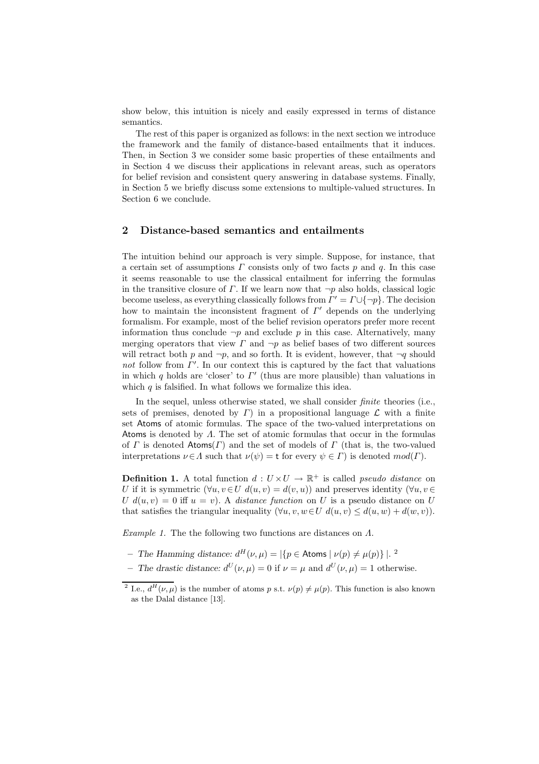show below, this intuition is nicely and easily expressed in terms of distance semantics.

The rest of this paper is organized as follows: in the next section we introduce the framework and the family of distance-based entailments that it induces. Then, in Section 3 we consider some basic properties of these entailments and in Section 4 we discuss their applications in relevant areas, such as operators for belief revision and consistent query answering in database systems. Finally, in Section 5 we briefly discuss some extensions to multiple-valued structures. In Section 6 we conclude.

## 2 Distance-based semantics and entailments

The intuition behind our approach is very simple. Suppose, for instance, that a certain set of assumptions $\Gamma$ consists only of two facts $p$ and $q$. In this case it seems reasonable to use the classical entailment for inferring the formulas in the transitive closure of $\Gamma$. If we learn now that $\neg p$ also holds, classical logic become useless, as everything classically follows from $\Gamma' = \Gamma \cup \{\neg p\}$. The decision how to maintain the inconsistent fragment of $\Gamma'$ depends on the underlying formalism. For example, most of the belief revision operators prefer more recent information thus conclude $\neg p$ and exclude $p$ in this case. Alternatively, many merging operators that view $\Gamma$ and $\neg p$ as belief bases of two different sources will retract both $p$ and $\neg p$, and so forth. It is evident, however, that $\neg q$ should *not* follow from $\Gamma'$. In our context this is captured by the fact that valuations in which $q$ holds are 'closer' to $\Gamma'$ (thus are more plausible) than valuations in which $q$ is falsified. In what follows we formalize this idea.

In the sequel, unless otherwise stated, we shall consider *finite* theories (i.e., sets of premises, denoted by $\Gamma$) in a propositional language $\mathcal{L}$ with a finite set $\mathsf{Atoms}$ of atomic formulas. The space of the two-valued interpretations on $\mathsf{Atoms}$ is denoted by $\Lambda$. The set of atomic formulas that occur in the formulas of $\Gamma$ is denoted $\mathsf{Atoms}(\Gamma)$ and the set of models of $\Gamma$ (that is, the two-valued interpretations $\nu \in \Lambda$ such that $\nu(\psi) = \mathsf{t}$ for every $\psi \in \Gamma$) is denoted $mod(\Gamma)$.

**Definition 1.** A total function $d : U \times U \to \mathbb{R}^+$ is called *pseudo distance* on $U$ if it is symmetric ($\forall u, v \in U \; d(u, v) = d(v, u)$) and preserves identity ($\forall u, v \in U \; d(u, v) = 0$ iff $u = v$). A *distance function* on $U$ is a pseudo distance on $U$ that satisfies the triangular inequality ($\forall u, v, w \in U \; d(u, v) \leq d(u, w) + d(w, v)$).

*Example 1.* The the following two functions are distances on $\Lambda$.

- *The Hamming distance:* $d^H(\nu, \mu) = |\{p \in \mathsf{Atoms} \mid \nu(p) \neq \mu(p)\}|$. [2]
- *The drastic distance:* $d^U(\nu, \mu) = 0$ if $\nu = \mu$ and $d^U(\nu, \mu) = 1$ otherwise.

[2] I.e., $d^H(\nu, \mu)$ is the number of atoms $p$ s.t. $\nu(p) \neq \mu(p)$. This function is also known as the Dalal distance [13].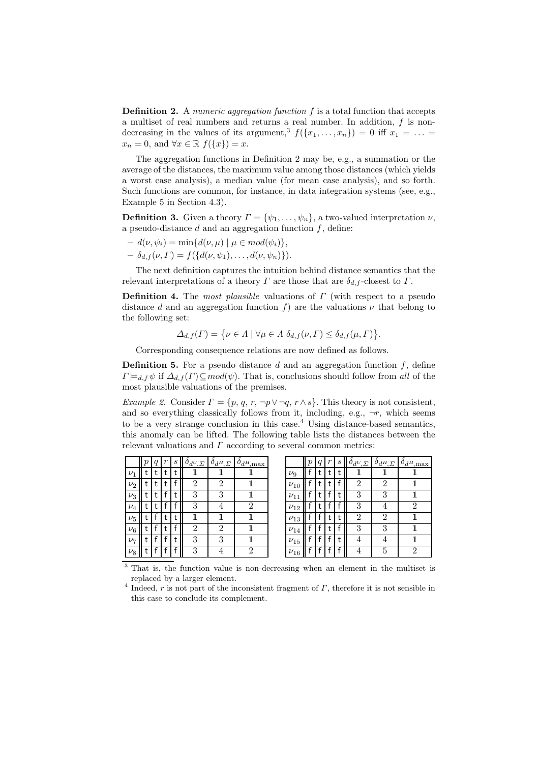**Definition 2.** A *numeric aggregation function* $f$ is a total function that accepts a multiset of real numbers and returns a real number. In addition, $f$ is non-decreasing in the values of its argument,[3] $f(\{x_1, \ldots, x_n\}) = 0$ iff $x_1 = \ldots = x_n = 0$, and $\forall x \in \mathbb{R}\ f(\{x\}) = x$.

The aggregation functions in Definition 2 may be, e.g., a summation or the average of the distances, the maximum value among those distances (which yields a worst case analysis), a median value (for mean case analysis), and so forth. Such functions are common, for instance, in data integration systems (see, e.g., Example 5 in Section 4.3).

**Definition 3.** Given a theory $\Gamma = \{\psi_1, \ldots, \psi_n\}$, a two-valued interpretation $\nu$, a pseudo-distance $d$ and an aggregation function $f$, define:

- $d(\nu, \psi_i) = \min\{d(\nu, \mu) \mid \mu \in mod(\psi_i)\}$,
- $\delta_{d,f}(\nu, \Gamma) = f(\{d(\nu, \psi_1), \ldots, d(\nu, \psi_n)\})$.

The next definition captures the intuition behind distance semantics that the relevant interpretations of a theory $\Gamma$ are those that are $\delta_{d,f}$-closest to $\Gamma$.

**Definition 4.** The *most plausible* valuations of $\Gamma$ (with respect to a pseudo distance $d$ and an aggregation function $f$) are the valuations $\nu$ that belong to the following set:

$$\Delta_{d,f}(\Gamma) = \big\{\nu \in \Lambda \mid \forall \mu \in \Lambda\ \delta_{d,f}(\nu, \Gamma) \leq \delta_{d,f}(\mu, \Gamma)\big\}.$$

Corresponding consequence relations are now defined as follows.

**Definition 5.** For a pseudo distance $d$ and an aggregation function $f$, define $\Gamma \models_{d,f} \psi$ if $\Delta_{d,f}(\Gamma) \subseteq mod(\psi)$. That is, conclusions should follow from *all* of the most plausible valuations of the premises.

*Example 2.* Consider $\Gamma = \{p, q, r, \neg p \vee \neg q, r \wedge s\}$. This theory is not consistent, and so everything classically follows from it, including, e.g., $\neg r$, which seems to be a very strange conclusion in this case.[4] Using distance-based semantics, this anomaly can be lifted. The following table lists the distances between the relevant valuations and $\Gamma$ according to several common metrics:

| | $p$ | $q$ | $r$ | $s$ | $\delta_{d^U,\Sigma}$ | $\delta_{d^H,\Sigma}$ | $\delta_{d^H,\max}$ |
|---|---|---|---|---|---|---|---|
| $\nu_1$ | t | t | t | t | **1** | **1** | **1** |
| $\nu_2$ | t | t | t | f | 2 | 2 | **1** |
| $\nu_3$ | t | t | f | t | 3 | 3 | **1** |
| $\nu_4$ | t | t | f | f | 3 | 4 | 2 |
| $\nu_5$ | t | f | t | t | **1** | **1** | **1** |
| $\nu_6$ | t | f | t | f | 2 | 2 | **1** |
| $\nu_7$ | t | f | f | t | 3 | 3 | **1** |
| $\nu_8$ | t | f | f | f | 3 | 4 | 2 |
| $\nu_9$ | f | t | t | t | **1** | **1** | **1** |
| $\nu_{10}$ | f | t | t | f | 2 | 2 | **1** |
| $\nu_{11}$ | f | t | f | t | 3 | 3 | **1** |
| $\nu_{12}$ | f | t | f | f | 3 | 4 | 2 |
| $\nu_{13}$ | f | f | t | t | 2 | 2 | **1** |
| $\nu_{14}$ | f | f | t | f | 3 | 3 | **1** |
| $\nu_{15}$ | f | f | f | t | 4 | 4 | **1** |
| $\nu_{16}$ | f | f | f | f | 4 | 5 | 2 |

[3] That is, the function value is non-decreasing when an element in the multiset is replaced by a larger element.

[4] Indeed, $r$ is not part of the inconsistent fragment of $\Gamma$, therefore it is not sensible in this case to conclude its complement.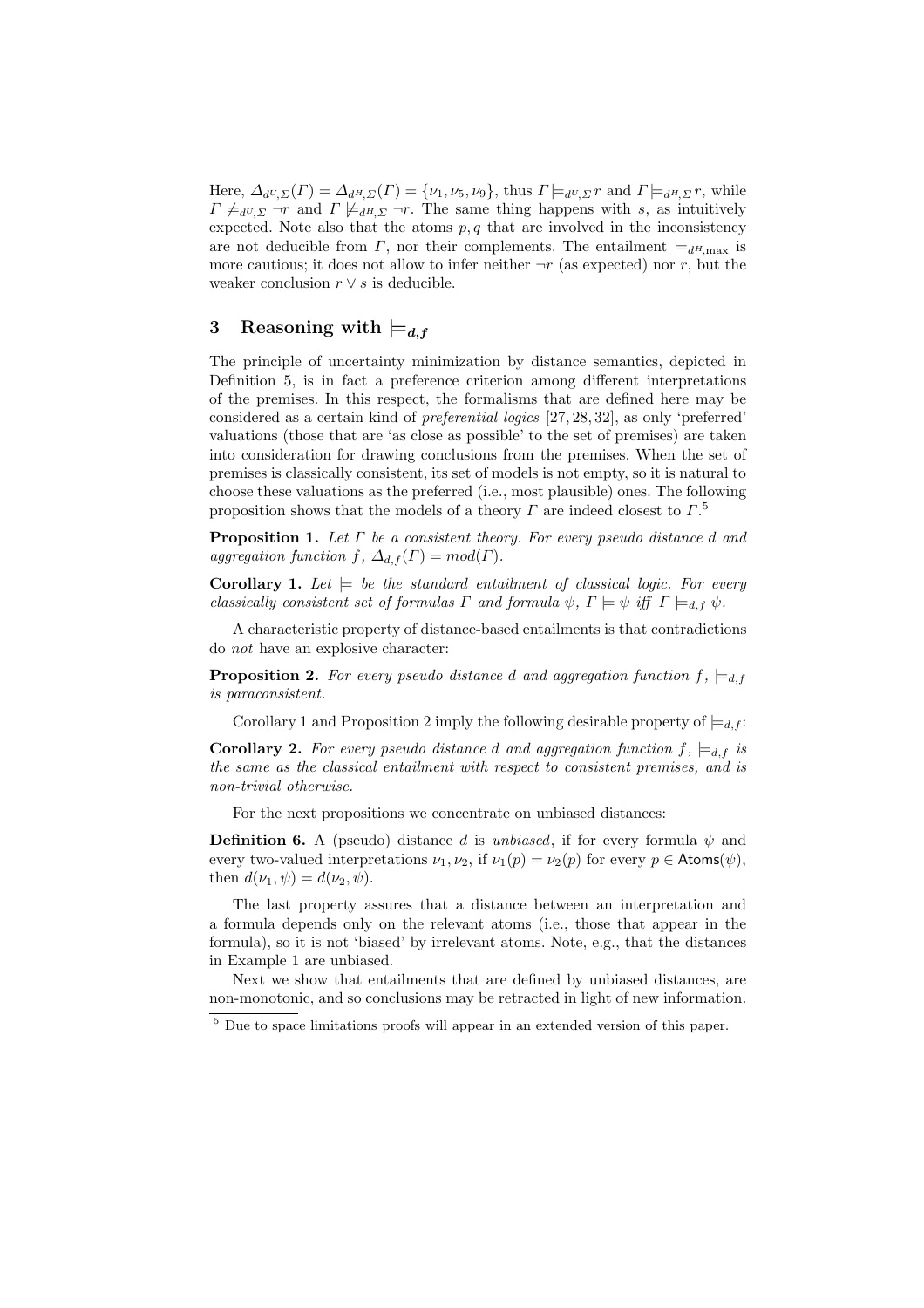Here, $\Delta_{d^U,\Sigma}(\Gamma) = \Delta_{d^H,\Sigma}(\Gamma) = \{\nu_1, \nu_5, \nu_9\}$, thus $\Gamma \models_{d^U,\Sigma} r$ and $\Gamma \models_{d^H,\Sigma} r$, while $\Gamma \not\models_{d^U,\Sigma} \neg r$ and $\Gamma \not\models_{d^H,\Sigma} \neg r$. The same thing happens with $s$, as intuitively expected. Note also that the atoms $p, q$ that are involved in the inconsistency are not deducible from $\Gamma$, nor their complements. The entailment $\models_{d^H,\max}$ is more cautious; it does not allow to infer neither $\neg r$ (as expected) nor $r$, but the weaker conclusion $r \vee s$ is deducible.

## 3 Reasoning with $\models_{d,f}$

The principle of uncertainty minimization by distance semantics, depicted in Definition 5, is in fact a preference criterion among different interpretations of the premises. In this respect, the formalisms that are defined here may be considered as a certain kind of *preferential logics* [27, 28, 32], as only 'preferred' valuations (those that are 'as close as possible' to the set of premises) are taken into consideration for drawing conclusions from the premises. When the set of premises is classically consistent, its set of models is not empty, so it is natural to choose these valuations as the preferred (i.e., most plausible) ones. The following proposition shows that the models of a theory $\Gamma$ are indeed closest to $\Gamma$.[5]

**Proposition 1.** *Let $\Gamma$ be a consistent theory. For every pseudo distance $d$ and aggregation function $f$, $\Delta_{d,f}(\Gamma) = mod(\Gamma)$.*

**Corollary 1.** *Let $\models$ be the standard entailment of classical logic. For every classically consistent set of formulas $\Gamma$ and formula $\psi$, $\Gamma \models \psi$ iff $\Gamma \models_{d,f} \psi$.*

A characteristic property of distance-based entailments is that contradictions do *not* have an explosive character:

**Proposition 2.** *For every pseudo distance $d$ and aggregation function $f$, $\models_{d,f}$ is paraconsistent.*

Corollary 1 and Proposition 2 imply the following desirable property of $\models_{d,f}$:

**Corollary 2.** *For every pseudo distance $d$ and aggregation function $f$, $\models_{d,f}$ is the same as the classical entailment with respect to consistent premises, and is non-trivial otherwise.*

For the next propositions we concentrate on unbiased distances:

**Definition 6.** A (pseudo) distance $d$ is *unbiased*, if for every formula $\psi$ and every two-valued interpretations $\nu_1, \nu_2$, if $\nu_1(p) = \nu_2(p)$ for every $p \in \mathsf{Atoms}(\psi)$, then $d(\nu_1, \psi) = d(\nu_2, \psi)$.

The last property assures that a distance between an interpretation and a formula depends only on the relevant atoms (i.e., those that appear in the formula), so it is not 'biased' by irrelevant atoms. Note, e.g., that the distances in Example 1 are unbiased.

Next we show that entailments that are defined by unbiased distances, are non-monotonic, and so conclusions may be retracted in light of new information.

[5] Due to space limitations proofs will appear in an extended version of this paper.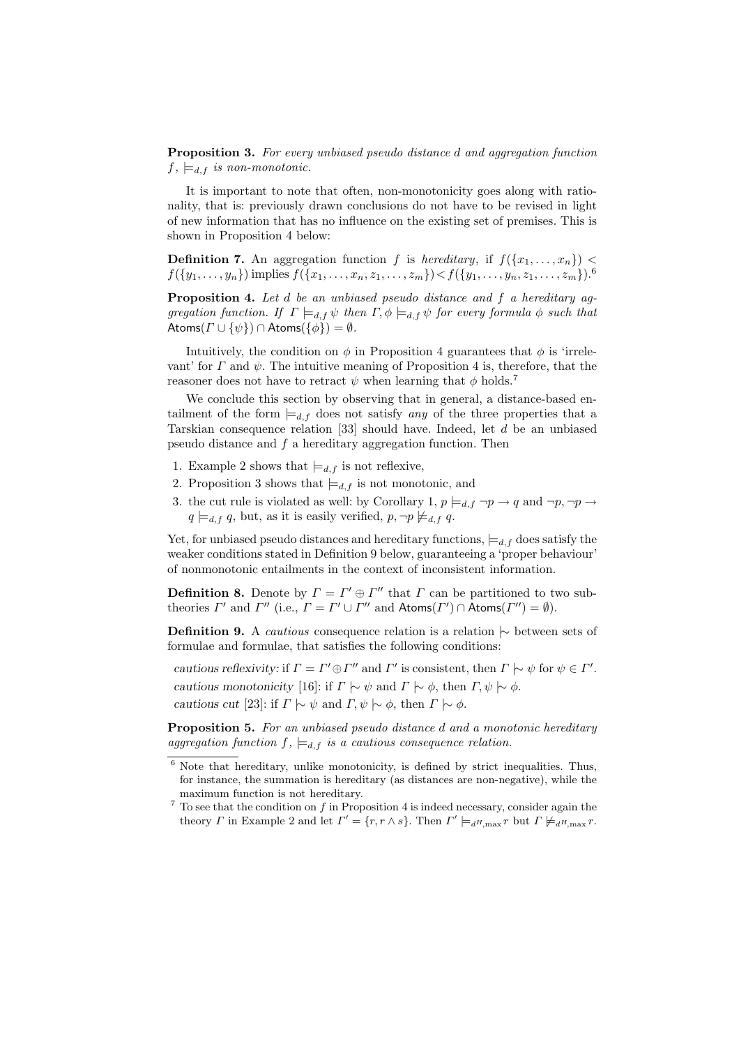**Proposition 3.** *For every unbiased pseudo distance $d$ and aggregation function $f$, $\models_{d,f}$ is non-monotonic.*

It is important to note that often, non-monotonicity goes along with rationality, that is: previously drawn conclusions do not have to be revised in light of new information that has no influence on the existing set of premises. This is shown in Proposition 4 below:

**Definition 7.** An aggregation function $f$ is *hereditary*, if $f(\{x_1, \ldots, x_n\}) < f(\{y_1, \ldots, y_n\})$ implies $f(\{x_1, \ldots, x_n, z_1, \ldots, z_m\}) < f(\{y_1, \ldots, y_n, z_1, \ldots, z_m\})$.[6]

**Proposition 4.** *Let $d$ be an unbiased pseudo distance and $f$ a hereditary aggregation function. If $\Gamma \models_{d,f} \psi$ then $\Gamma, \phi \models_{d,f} \psi$ for every formula $\phi$ such that $\mathsf{Atoms}(\Gamma \cup \{\psi\}) \cap \mathsf{Atoms}(\{\phi\}) = \emptyset$.*

Intuitively, the condition on $\phi$ in Proposition 4 guarantees that $\phi$ is 'irrelevant' for $\Gamma$ and $\psi$. The intuitive meaning of Proposition 4 is, therefore, that the reasoner does not have to retract $\psi$ when learning that $\phi$ holds.[7]

We conclude this section by observing that in general, a distance-based entailment of the form $\models_{d,f}$ does not satisfy *any* of the three properties that a Tarskian consequence relation [33] should have. Indeed, let $d$ be an unbiased pseudo distance and $f$ a hereditary aggregation function. Then

1. Example 2 shows that $\models_{d,f}$ is not reflexive,
2. Proposition 3 shows that $\models_{d,f}$ is not monotonic, and
3. the cut rule is violated as well: by Corollary 1, $p \models_{d,f} \neg p \rightarrow q$ and $\neg p, \neg p \rightarrow q \models_{d,f} q$, but, as it is easily verified, $p, \neg p \not\models_{d,f} q$.

Yet, for unbiased pseudo distances and hereditary functions, $\models_{d,f}$ does satisfy the weaker conditions stated in Definition 9 below, guaranteeing a 'proper behaviour' of nonmonotonic entailments in the context of inconsistent information.

**Definition 8.** Denote by $\Gamma = \Gamma' \oplus \Gamma''$ that $\Gamma$ can be partitioned to two subtheories $\Gamma'$ and $\Gamma''$ (i.e., $\Gamma = \Gamma' \cup \Gamma''$ and $\mathsf{Atoms}(\Gamma') \cap \mathsf{Atoms}(\Gamma'') = \emptyset$).

**Definition 9.** A *cautious* consequence relation is a relation $\mid\!\sim$ between sets of formulae and formulae, that satisfies the following conditions:

*cautious reflexivity:* if $\Gamma = \Gamma' \oplus \Gamma''$ and $\Gamma'$ is consistent, then $\Gamma \mid\!\sim \psi$ for $\psi \in \Gamma'$.

*cautious monotonicity* [16]: if $\Gamma \mid\!\sim \psi$ and $\Gamma \mid\!\sim \phi$, then $\Gamma, \psi \mid\!\sim \phi$.

*cautious cut* [23]: if $\Gamma \mid\!\sim \psi$ and $\Gamma, \psi \mid\!\sim \phi$, then $\Gamma \mid\!\sim \phi$.

**Proposition 5.** *For an unbiased pseudo distance $d$ and a monotonic hereditary aggregation function $f$, $\models_{d,f}$ is a cautious consequence relation.*

---

[6] Note that hereditary, unlike monotonicity, is defined by strict inequalities. Thus, for instance, the summation is hereditary (as distances are non-negative), while the maximum function is not hereditary.

[7] To see that the condition on $f$ in Proposition 4 is indeed necessary, consider again the theory $\Gamma$ in Example 2 and let $\Gamma' = \{r, r \wedge s\}$. Then $\Gamma' \models_{d^H,\max} r$ but $\Gamma \not\models_{d^H,\max} r$.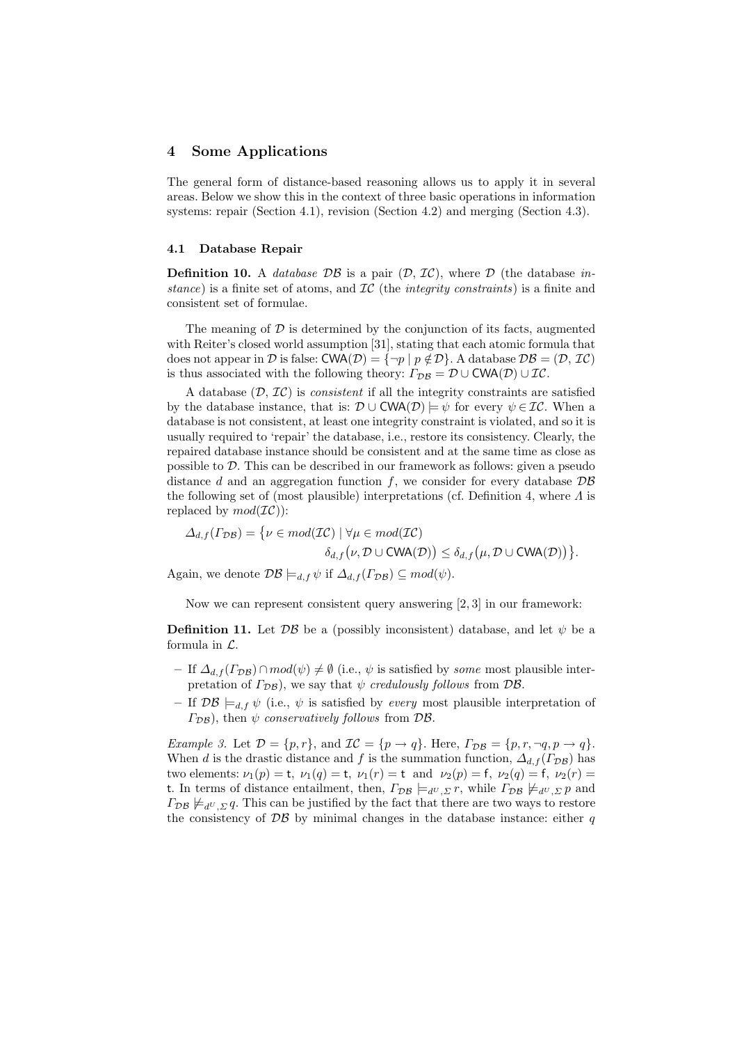## 4 Some Applications

The general form of distance-based reasoning allows us to apply it in several areas. Below we show this in the context of three basic operations in information systems: repair (Section 4.1), revision (Section 4.2) and merging (Section 4.3).

### 4.1 Database Repair

**Definition 10.** A *database* $\mathcal{DB}$ is a pair $(\mathcal{D}, \mathcal{IC})$, where $\mathcal{D}$ (the database *instance*) is a finite set of atoms, and $\mathcal{IC}$ (the *integrity constraints*) is a finite and consistent set of formulae.

The meaning of $\mathcal{D}$ is determined by the conjunction of its facts, augmented with Reiter's closed world assumption [31], stating that each atomic formula that does not appear in $\mathcal{D}$ is false: $\mathsf{CWA}(\mathcal{D}) = \{\neg p \mid p \notin \mathcal{D}\}$. A database $\mathcal{DB} = (\mathcal{D}, \mathcal{IC})$ is thus associated with the following theory: $\Gamma_{\mathcal{DB}} = \mathcal{D} \cup \mathsf{CWA}(\mathcal{D}) \cup \mathcal{IC}$.

A database $(\mathcal{D}, \mathcal{IC})$ is *consistent* if all the integrity constraints are satisfied by the database instance, that is: $\mathcal{D} \cup \mathsf{CWA}(\mathcal{D}) \models \psi$ for every $\psi \in \mathcal{IC}$. When a database is not consistent, at least one integrity constraint is violated, and so it is usually required to 'repair' the database, i.e., restore its consistency. Clearly, the repaired database instance should be consistent and at the same time as close as possible to $\mathcal{D}$. This can be described in our framework as follows: given a pseudo distance $d$ and an aggregation function $f$, we consider for every database $\mathcal{DB}$ the following set of (most plausible) interpretations (cf. Definition 4, where $\Lambda$ is replaced by $mod(\mathcal{IC})$):

$$\Delta_{d,f}(\Gamma_{\mathcal{DB}}) = \big\{\nu \in mod(\mathcal{IC}) \mid \forall \mu \in mod(\mathcal{IC})$$
$$\delta_{d,f}\big(\nu, \mathcal{D} \cup \mathsf{CWA}(\mathcal{D})\big) \leq \delta_{d,f}\big(\mu, \mathcal{D} \cup \mathsf{CWA}(\mathcal{D})\big)\big\}.$$

Again, we denote $\mathcal{DB} \models_{d,f} \psi$ if $\Delta_{d,f}(\Gamma_{\mathcal{DB}}) \subseteq mod(\psi)$.

Now we can represent consistent query answering [2, 3] in our framework:

**Definition 11.** Let $\mathcal{DB}$ be a (possibly inconsistent) database, and let $\psi$ be a formula in $\mathcal{L}$.

- If $\Delta_{d,f}(\Gamma_{\mathcal{DB}}) \cap mod(\psi) \neq \emptyset$ (i.e., $\psi$ is satisfied by *some* most plausible interpretation of $\Gamma_{\mathcal{DB}}$), we say that $\psi$ *credulously follows* from $\mathcal{DB}$.
- If $\mathcal{DB} \models_{d,f} \psi$ (i.e., $\psi$ is satisfied by *every* most plausible interpretation of $\Gamma_{\mathcal{DB}}$), then $\psi$ *conservatively follows* from $\mathcal{DB}$.

*Example 3.* Let $\mathcal{D} = \{p, r\}$, and $\mathcal{IC} = \{p \to q\}$. Here, $\Gamma_{\mathcal{DB}} = \{p, r, \neg q, p \to q\}$. When $d$ is the drastic distance and $f$ is the summation function, $\Delta_{d,f}(\Gamma_{\mathcal{DB}})$ has two elements: $\nu_1(p) = \mathsf{t},\ \nu_1(q) = \mathsf{t},\ \nu_1(r) = \mathsf{t}$ and $\nu_2(p) = \mathsf{f},\ \nu_2(q) = \mathsf{f},\ \nu_2(r) = \mathsf{t}$. In terms of distance entailment, then, $\Gamma_{\mathcal{DB}} \models_{d^U,\Sigma} r$, while $\Gamma_{\mathcal{DB}} \not\models_{d^U,\Sigma} p$ and $\Gamma_{\mathcal{DB}} \not\models_{d^U,\Sigma} q$. This can be justified by the fact that there are two ways to restore the consistency of $\mathcal{DB}$ by minimal changes in the database instance: either $q$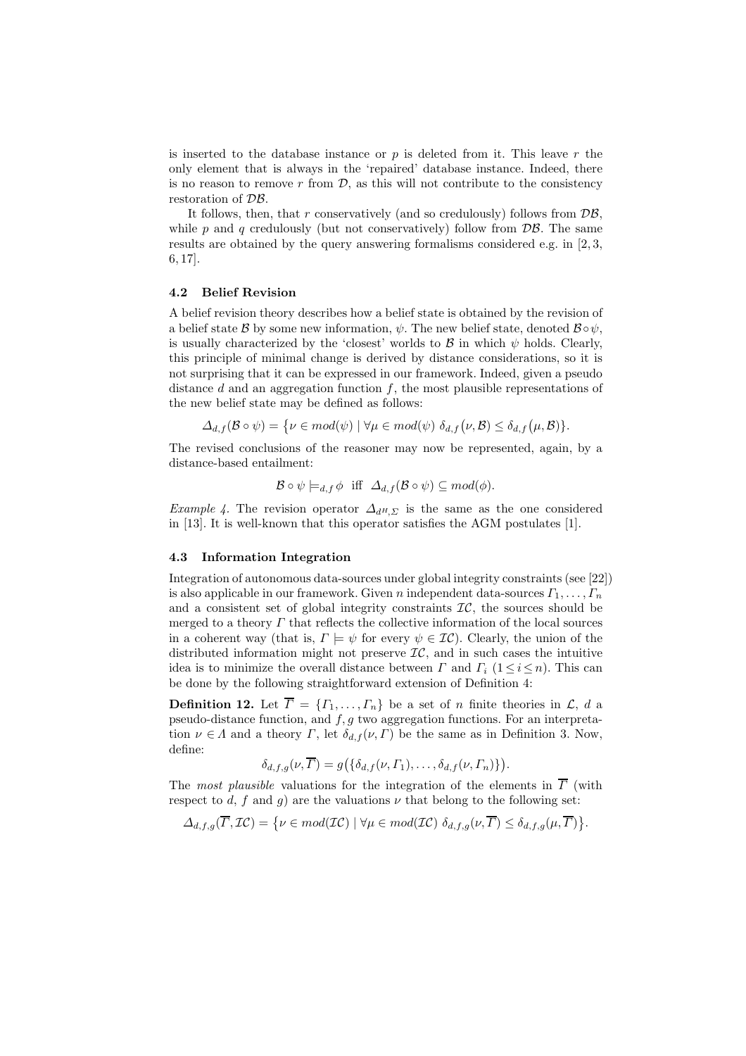is inserted to the database instance or $p$ is deleted from it. This leave $r$ the only element that is always in the 'repaired' database instance. Indeed, there is no reason to remove $r$ from $\mathcal{D}$, as this will not contribute to the consistency restoration of $\mathcal{DB}$.

It follows, then, that $r$ conservatively (and so credulously) follows from $\mathcal{DB}$, while $p$ and $q$ credulously (but not conservatively) follow from $\mathcal{DB}$. The same results are obtained by the query answering formalisms considered e.g. in [2, 3, 6, 17].

### 4.2 Belief Revision

A belief revision theory describes how a belief state is obtained by the revision of a belief state $\mathcal{B}$ by some new information, $\psi$. The new belief state, denoted $\mathcal{B} \circ \psi$, is usually characterized by the 'closest' worlds to $\mathcal{B}$ in which $\psi$ holds. Clearly, this principle of minimal change is derived by distance considerations, so it is not surprising that it can be expressed in our framework. Indeed, given a pseudo distance $d$ and an aggregation function $f$, the most plausible representations of the new belief state may be defined as follows:

$$\Delta_{d,f}(\mathcal{B} \circ \psi) = \{\nu \in mod(\psi) \mid \forall \mu \in mod(\psi) \; \delta_{d,f}(\nu, \mathcal{B}) \leq \delta_{d,f}(\mu, \mathcal{B})\}.$$

The revised conclusions of the reasoner may now be represented, again, by a distance-based entailment:

$$\mathcal{B} \circ \psi \models_{d,f} \phi \;\text{ iff }\; \Delta_{d,f}(\mathcal{B} \circ \psi) \subseteq mod(\phi).$$

*Example 4.* The revision operator $\Delta_{d^H,\Sigma}$ is the same as the one considered in [13]. It is well-known that this operator satisfies the AGM postulates [1].

### 4.3 Information Integration

Integration of autonomous data-sources under global integrity constraints (see [22]) is also applicable in our framework. Given $n$ independent data-sources $\Gamma_1, \ldots, \Gamma_n$ and a consistent set of global integrity constraints $\mathcal{IC}$, the sources should be merged to a theory $\Gamma$ that reflects the collective information of the local sources in a coherent way (that is, $\Gamma \models \psi$ for every $\psi \in \mathcal{IC}$). Clearly, the union of the distributed information might not preserve $\mathcal{IC}$, and in such cases the intuitive idea is to minimize the overall distance between $\Gamma$ and $\Gamma_i$ $(1 \leq i \leq n)$. This can be done by the following straightforward extension of Definition 4:

**Definition 12.** Let $\overline{\Gamma} = \{\Gamma_1, \ldots, \Gamma_n\}$ be a set of $n$ finite theories in $\mathcal{L}$, $d$ a pseudo-distance function, and $f, g$ two aggregation functions. For an interpretation $\nu \in \Lambda$ and a theory $\Gamma$, let $\delta_{d,f}(\nu, \Gamma)$ be the same as in Definition 3. Now, define:

$$\delta_{d,f,g}(\nu, \overline{\Gamma}) = g\big(\{\delta_{d,f}(\nu, \Gamma_1), \ldots, \delta_{d,f}(\nu, \Gamma_n)\}\big).$$

The *most plausible* valuations for the integration of the elements in $\overline{\Gamma}$ (with respect to $d$, $f$ and $g$) are the valuations $\nu$ that belong to the following set:

$$\Delta_{d,f,g}(\overline{\Gamma}, \mathcal{IC}) = \{\nu \in mod(\mathcal{IC}) \mid \forall \mu \in mod(\mathcal{IC}) \; \delta_{d,f,g}(\nu, \overline{\Gamma}) \leq \delta_{d,f,g}(\mu, \overline{\Gamma})\}.$$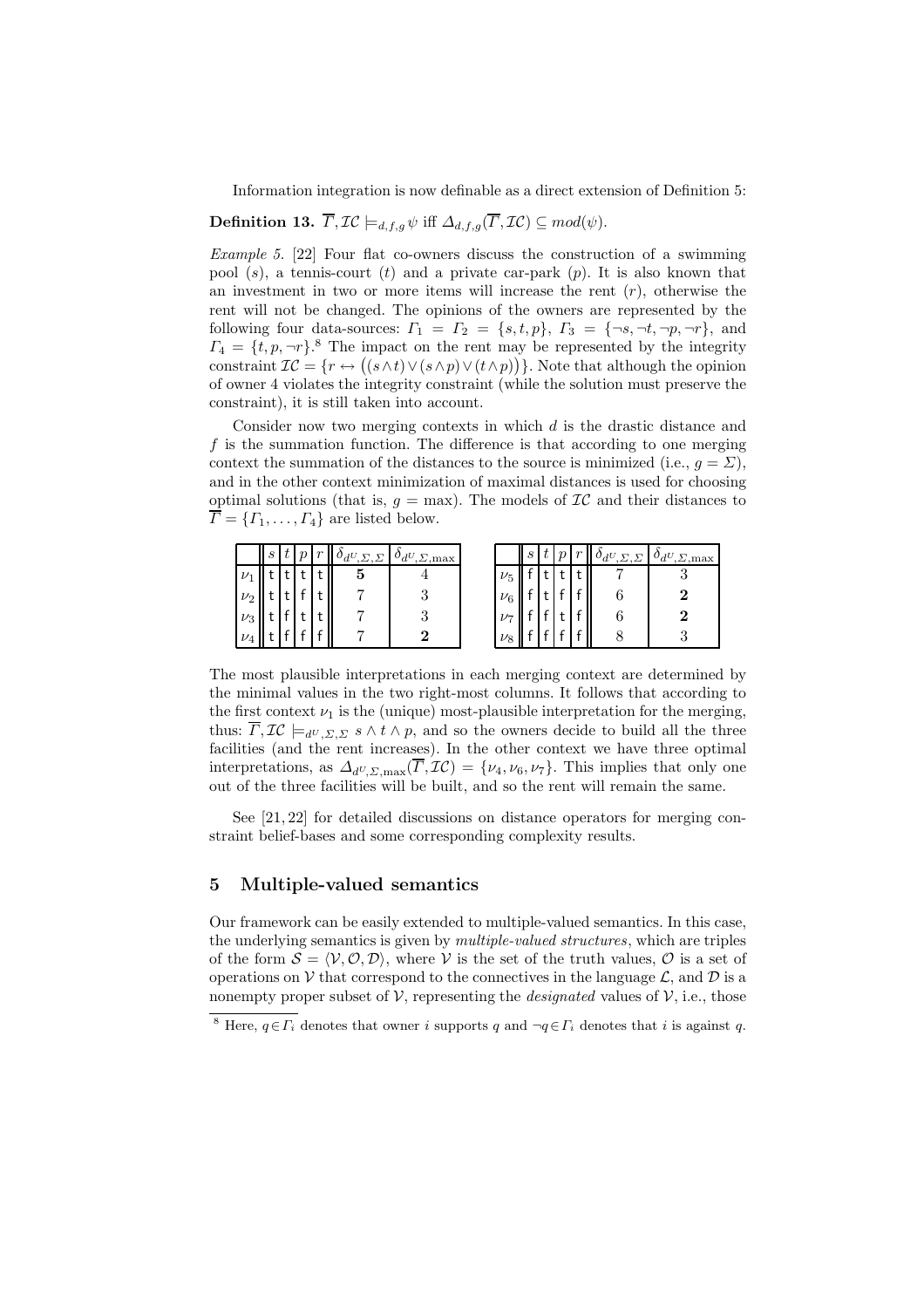Information integration is now definable as a direct extension of Definition 5:

**Definition 13.** $\overline{\Gamma}, \mathcal{IC} \models_{d,f,g} \psi$ iff $\Delta_{d,f,g}(\overline{\Gamma}, \mathcal{IC}) \subseteq mod(\psi)$.

*Example 5.* [22] Four flat co-owners discuss the construction of a swimming pool ($s$), a tennis-court ($t$) and a private car-park ($p$). It is also known that an investment in two or more items will increase the rent ($r$), otherwise the rent will not be changed. The opinions of the owners are represented by the following four data-sources: $\Gamma_1 = \Gamma_2 = \{s, t, p\}$, $\Gamma_3 = \{\neg s, \neg t, \neg p, \neg r\}$, and $\Gamma_4 = \{t, p, \neg r\}$.[8] The impact on the rent may be represented by the integrity constraint $\mathcal{IC} = \{r \leftrightarrow \big((s \wedge t) \vee (s \wedge p) \vee (t \wedge p)\big)\}$. Note that although the opinion of owner 4 violates the integrity constraint (while the solution must preserve the constraint), it is still taken into account.

Consider now two merging contexts in which $d$ is the drastic distance and $f$ is the summation function. The difference is that according to one merging context the summation of the distances to the source is minimized (i.e., $g = \Sigma$), and in the other context minimization of maximal distances is used for choosing optimal solutions (that is, $g = \max$). The models of $\mathcal{IC}$ and their distances to $\overline{\Gamma} = \{\Gamma_1, \ldots, \Gamma_4\}$ are listed below.

| | $s$ | $t$ | $p$ | $r$ | $\delta_{d^U,\Sigma,\Sigma}$ | $\delta_{d^U,\Sigma,\max}$ |
|---|---|---|---|---|---|---|
| $\nu_1$ | t | t | t | t | **5** | 4 |
| $\nu_2$ | t | t | f | t | 7 | 3 |
| $\nu_3$ | t | f | t | t | 7 | 3 |
| $\nu_4$ | t | f | f | f | 7 | **2** |

| | $s$ | $t$ | $p$ | $r$ | $\delta_{d^U,\Sigma,\Sigma}$ | $\delta_{d^U,\Sigma,\max}$ |
|---|---|---|---|---|---|---|
| $\nu_5$ | f | t | t | t | 7 | 3 |
| $\nu_6$ | f | t | f | f | 6 | **2** |
| $\nu_7$ | f | f | t | f | 6 | **2** |
| $\nu_8$ | f | f | f | f | 8 | 3 |

The most plausible interpretations in each merging context are determined by the minimal values in the two right-most columns. It follows that according to the first context $\nu_1$ is the (unique) most-plausible interpretation for the merging, thus: $\overline{\Gamma}, \mathcal{IC} \models_{d^U,\Sigma,\Sigma} s \wedge t \wedge p$, and so the owners decide to build all the three facilities (and the rent increases). In the other context we have three optimal interpretations, as $\Delta_{d^U,\Sigma,\max}(\overline{\Gamma}, \mathcal{IC}) = \{\nu_4, \nu_6, \nu_7\}$. This implies that only one out of the three facilities will be built, and so the rent will remain the same.

See [21, 22] for detailed discussions on distance operators for merging constraint belief-bases and some corresponding complexity results.

## 5 Multiple-valued semantics

Our framework can be easily extended to multiple-valued semantics. In this case, the underlying semantics is given by *multiple-valued structures*, which are triples of the form $\mathcal{S} = \langle \mathcal{V}, \mathcal{O}, \mathcal{D} \rangle$, where $\mathcal{V}$ is the set of the truth values, $\mathcal{O}$ is a set of operations on $\mathcal{V}$ that correspond to the connectives in the language $\mathcal{L}$, and $\mathcal{D}$ is a nonempty proper subset of $\mathcal{V}$, representing the *designated* values of $\mathcal{V}$, i.e., those

---

[8] Here, $q \in \Gamma_i$ denotes that owner $i$ supports $q$ and $\neg q \in \Gamma_i$ denotes that $i$ is against $q$.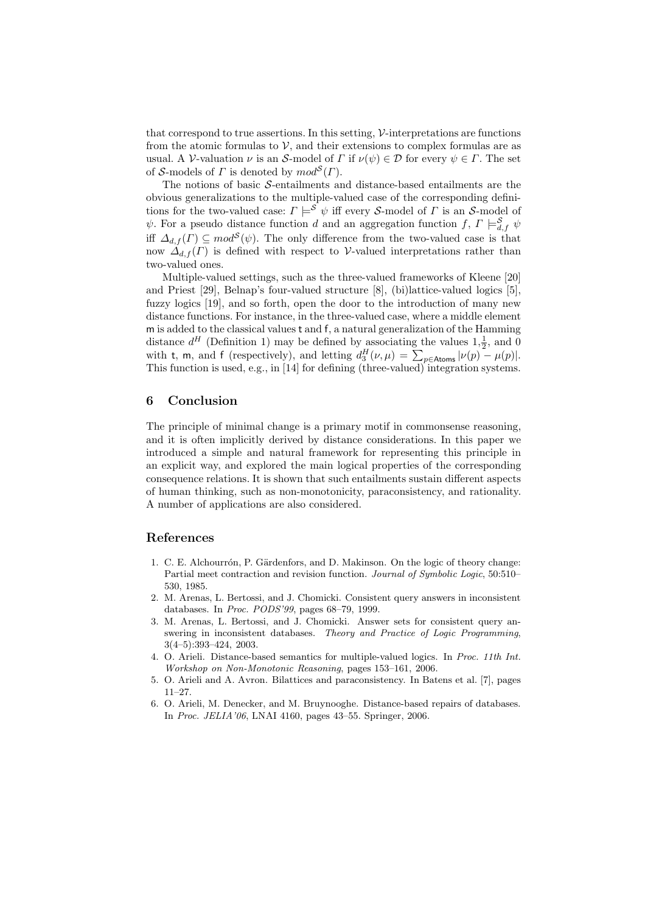that correspond to true assertions. In this setting, $\mathcal{V}$-interpretations are functions from the atomic formulas to $\mathcal{V}$, and their extensions to complex formulas are as usual. A $\mathcal{V}$-valuation $\nu$ is an $\mathcal{S}$-model of $\Gamma$ if $\nu(\psi) \in \mathcal{D}$ for every $\psi \in \Gamma$. The set of $\mathcal{S}$-models of $\Gamma$ is denoted by $mod^{\mathcal{S}}(\Gamma)$.

The notions of basic $\mathcal{S}$-entailments and distance-based entailments are the obvious generalizations to the multiple-valued case of the corresponding definitions for the two-valued case: $\Gamma \models^{\mathcal{S}} \psi$ iff every $\mathcal{S}$-model of $\Gamma$ is an $\mathcal{S}$-model of $\psi$. For a pseudo distance function $d$ and an aggregation function $f$, $\Gamma \models^{\mathcal{S}}_{d,f} \psi$ iff $\Delta_{d,f}(\Gamma) \subseteq mod^{\mathcal{S}}(\psi)$. The only difference from the two-valued case is that now $\Delta_{d,f}(\Gamma)$ is defined with respect to $\mathcal{V}$-valued interpretations rather than two-valued ones.

Multiple-valued settings, such as the three-valued frameworks of Kleene [20] and Priest [29], Belnap's four-valued structure [8], (bi)lattice-valued logics [5], fuzzy logics [19], and so forth, open the door to the introduction of many new distance functions. For instance, in the three-valued case, where a middle element m is added to the classical values t and f, a natural generalization of the Hamming distance $d^H$ (Definition 1) may be defined by associating the values $1, \frac{1}{2}$, and 0 with t, m, and f (respectively), and letting $d^H_3(\nu, \mu) = \sum_{p \in \mathsf{Atoms}} |\nu(p) - \mu(p)|$. This function is used, e.g., in [14] for defining (three-valued) integration systems.

## 6 Conclusion

The principle of minimal change is a primary motif in commonsense reasoning, and it is often implicitly derived by distance considerations. In this paper we introduced a simple and natural framework for representing this principle in an explicit way, and explored the main logical properties of the corresponding consequence relations. It is shown that such entailments sustain different aspects of human thinking, such as non-monotonicity, paraconsistency, and rationality. A number of applications are also considered.

## References

1. C. E. Alchourrón, P. Gärdenfors, and D. Makinson. On the logic of theory change: Partial meet contraction and revision function. *Journal of Symbolic Logic*, 50:510–530, 1985.
2. M. Arenas, L. Bertossi, and J. Chomicki. Consistent query answers in inconsistent databases. In *Proc. PODS'99*, pages 68–79, 1999.
3. M. Arenas, L. Bertossi, and J. Chomicki. Answer sets for consistent query answering in inconsistent databases. *Theory and Practice of Logic Programming*, 3(4–5):393–424, 2003.
4. O. Arieli. Distance-based semantics for multiple-valued logics. In *Proc. 11th Int. Workshop on Non-Monotonic Reasoning*, pages 153–161, 2006.
5. O. Arieli and A. Avron. Bilattices and paraconsistency. In Batens et al. [7], pages 11–27.
6. O. Arieli, M. Denecker, and M. Bruynooghe. Distance-based repairs of databases. In *Proc. JELIA'06*, LNAI 4160, pages 43–55. Springer, 2006.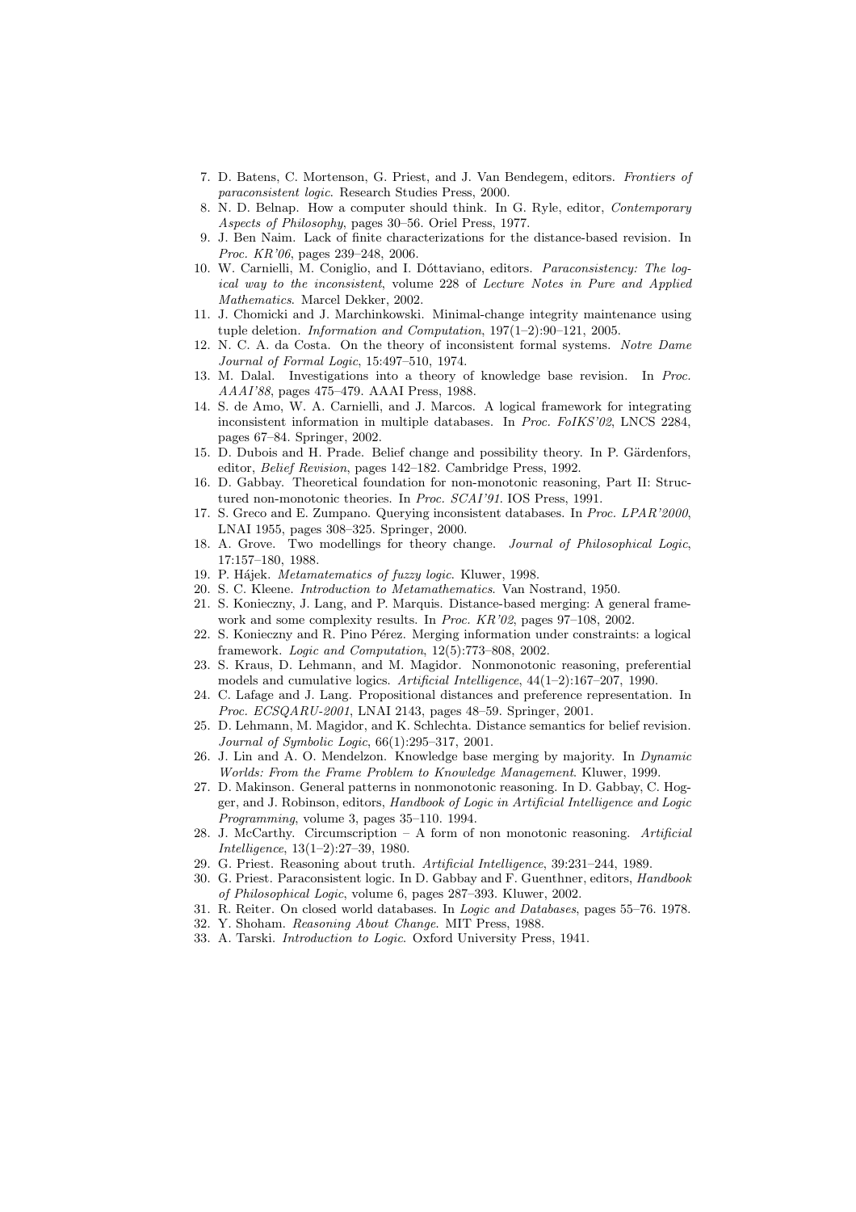7. D. Batens, C. Mortenson, G. Priest, and J. Van Bendegem, editors. *Frontiers of paraconsistent logic*. Research Studies Press, 2000.
8. N. D. Belnap. How a computer should think. In G. Ryle, editor, *Contemporary Aspects of Philosophy*, pages 30–56. Oriel Press, 1977.
9. J. Ben Naim. Lack of finite characterizations for the distance-based revision. In *Proc. KR'06*, pages 239–248, 2006.
10. W. Carnielli, M. Coniglio, and I. Dóttaviano, editors. *Paraconsistency: The logical way to the inconsistent*, volume 228 of *Lecture Notes in Pure and Applied Mathematics*. Marcel Dekker, 2002.
11. J. Chomicki and J. Marchinkowski. Minimal-change integrity maintenance using tuple deletion. *Information and Computation*, 197(1–2):90–121, 2005.
12. N. C. A. da Costa. On the theory of inconsistent formal systems. *Notre Dame Journal of Formal Logic*, 15:497–510, 1974.
13. M. Dalal. Investigations into a theory of knowledge base revision. In *Proc. AAAI'88*, pages 475–479. AAAI Press, 1988.
14. S. de Amo, W. A. Carnielli, and J. Marcos. A logical framework for integrating inconsistent information in multiple databases. In *Proc. FoIKS'02*, LNCS 2284, pages 67–84. Springer, 2002.
15. D. Dubois and H. Prade. Belief change and possibility theory. In P. Gärdenfors, editor, *Belief Revision*, pages 142–182. Cambridge Press, 1992.
16. D. Gabbay. Theoretical foundation for non-monotonic reasoning, Part II: Structured non-monotonic theories. In *Proc. SCAI'91*. IOS Press, 1991.
17. S. Greco and E. Zumpano. Querying inconsistent databases. In *Proc. LPAR'2000*, LNAI 1955, pages 308–325. Springer, 2000.
18. A. Grove. Two modellings for theory change. *Journal of Philosophical Logic*, 17:157–180, 1988.
19. P. Hájek. *Metamatematics of fuzzy logic*. Kluwer, 1998.
20. S. C. Kleene. *Introduction to Metamathematics*. Van Nostrand, 1950.
21. S. Konieczny, J. Lang, and P. Marquis. Distance-based merging: A general framework and some complexity results. In *Proc. KR'02*, pages 97–108, 2002.
22. S. Konieczny and R. Pino Pérez. Merging information under constraints: a logical framework. *Logic and Computation*, 12(5):773–808, 2002.
23. S. Kraus, D. Lehmann, and M. Magidor. Nonmonotonic reasoning, preferential models and cumulative logics. *Artificial Intelligence*, 44(1–2):167–207, 1990.
24. C. Lafage and J. Lang. Propositional distances and preference representation. In *Proc. ECSQARU-2001*, LNAI 2143, pages 48–59. Springer, 2001.
25. D. Lehmann, M. Magidor, and K. Schlechta. Distance semantics for belief revision. *Journal of Symbolic Logic*, 66(1):295–317, 2001.
26. J. Lin and A. O. Mendelzon. Knowledge base merging by majority. In *Dynamic Worlds: From the Frame Problem to Knowledge Management*. Kluwer, 1999.
27. D. Makinson. General patterns in nonmonotonic reasoning. In D. Gabbay, C. Hogger, and J. Robinson, editors, *Handbook of Logic in Artificial Intelligence and Logic Programming*, volume 3, pages 35–110. 1994.
28. J. McCarthy. Circumscription – A form of non monotonic reasoning. *Artificial Intelligence*, 13(1–2):27–39, 1980.
29. G. Priest. Reasoning about truth. *Artificial Intelligence*, 39:231–244, 1989.
30. G. Priest. Paraconsistent logic. In D. Gabbay and F. Guenthner, editors, *Handbook of Philosophical Logic*, volume 6, pages 287–393. Kluwer, 2002.
31. R. Reiter. On closed world databases. In *Logic and Databases*, pages 55–76. 1978.
32. Y. Shoham. *Reasoning About Change*. MIT Press, 1988.
33. A. Tarski. *Introduction to Logic*. Oxford University Press, 1941.